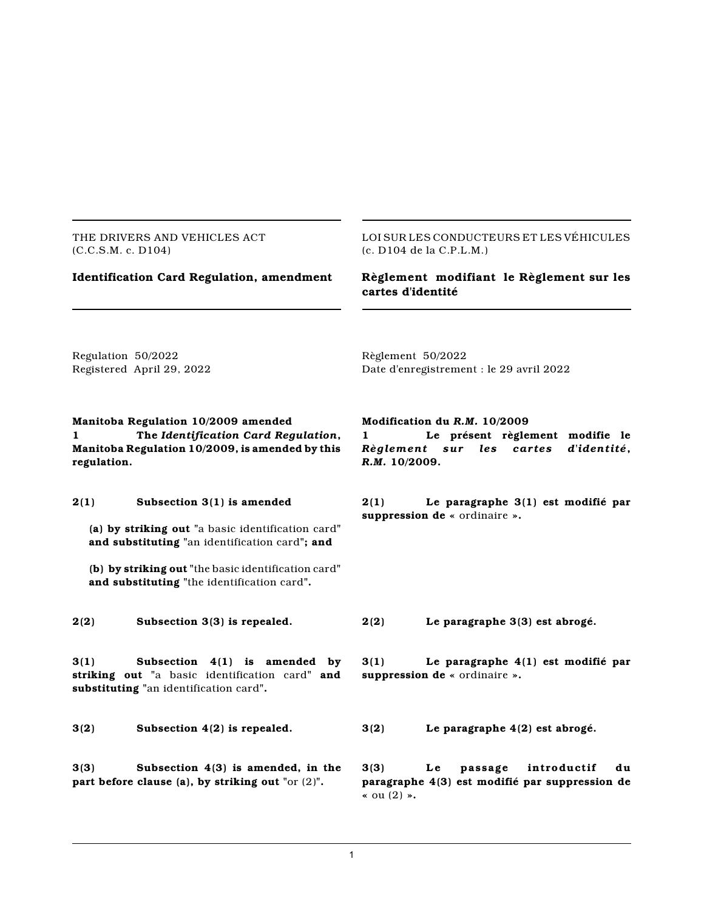THE DRIVERS AND VEHICLES ACT
(C.C.S.M. c. D104)

## Identification Card Regulation, amendment

Regulation 50/2022
Registered April 29, 2022

**Manitoba Regulation 10/2009 amended**
**1 The *Identification Card Regulation*, Manitoba Regulation 10/2009, is amended by this regulation.**

**2(1) Subsection 3(1) is amended**

**(a) by striking out** "a basic identification card" **and substituting** "an identification card"**; and**

**(b) by striking out** "the basic identification card" **and substituting** "the identification card"**.**

**2(2) Subsection 3(3) is repealed.**

**3(1) Subsection 4(1) is amended by striking out** "a basic identification card" **and substituting** "an identification card"**.**

**3(2) Subsection 4(2) is repealed.**

**3(3) Subsection 4(3) is amended, in the part before clause (a), by striking out** "or (2)"**.**

LOI SUR LES CONDUCTEURS ET LES VÉHICULES
(c. D104 de la C.P.L.M.)

## Règlement modifiant le Règlement sur les cartes d'identité

Règlement 50/2022
Date d'enregistrement : le 29 avril 2022

**Modification du *R.M.* 10/2009**
**1 Le présent règlement modifie le *Règlement sur les cartes d'identité*, *R.M.* 10/2009.**

**2(1) Le paragraphe 3(1) est modifié par suppression de** « ordinaire »**.**

**2(2) Le paragraphe 3(3) est abrogé.**

**3(1) Le paragraphe 4(1) est modifié par suppression de** « ordinaire »**.**

**3(2) Le paragraphe 4(2) est abrogé.**

**3(3) Le passage introductif du paragraphe 4(3) est modifié par suppression de** « ou (2) »**.**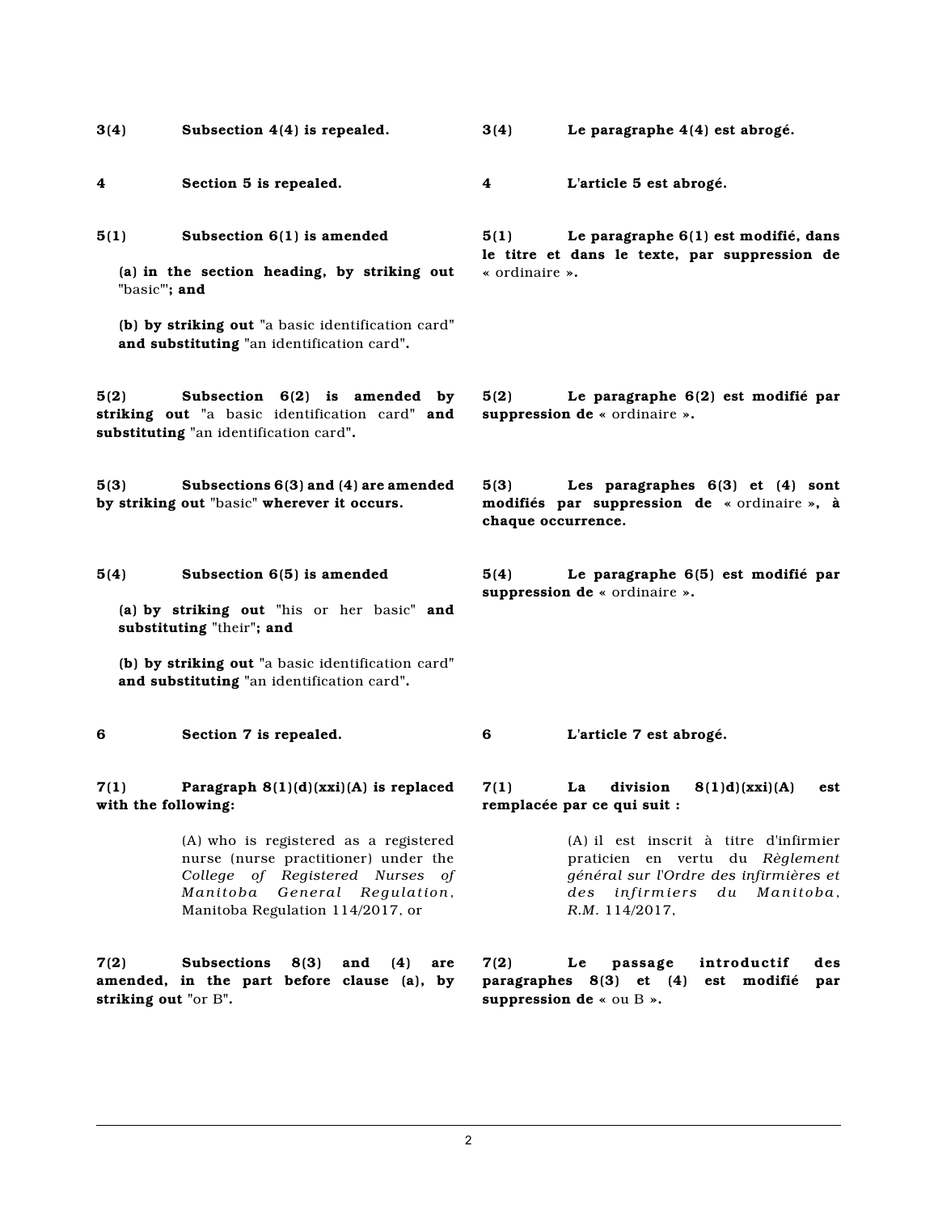**3(4)** **Subsection 4(4) is repealed.**

**4** **Section 5 is repealed.**

**5(1)** **Subsection 6(1) is amended**

**(a) in the section heading, by striking out** "basic"**; and**

**(b) by striking out** "a basic identification card" **and substituting** "an identification card"**.**

**5(2)** **Subsection 6(2) is amended by striking out** "a basic identification card" **and substituting** "an identification card"**.**

**5(3)** **Subsections 6(3) and (4) are amended by striking out** "basic" **wherever it occurs.**

**5(4)** **Subsection 6(5) is amended**

**(a) by striking out** "his or her basic" **and substituting** "their"**; and**

**(b) by striking out** "a basic identification card" **and substituting** "an identification card"**.**

**6** **Section 7 is repealed.**

**7(1)** **Paragraph 8(1)(d)(xxi)(A) is replaced with the following:**

> (A) who is registered as a registered nurse (nurse practitioner) under the *College of Registered Nurses of Manitoba General Regulation*, Manitoba Regulation 114/2017, or

**7(2)** **Subsections 8(3) and (4) are amended, in the part before clause (a), by striking out** "or B"**.**

---

**3(4)** **Le paragraphe 4(4) est abrogé.**

**4** **L'article 5 est abrogé.**

**5(1)** **Le paragraphe 6(1) est modifié, dans le titre et dans le texte, par suppression de** « ordinaire »**.**

**5(2)** **Le paragraphe 6(2) est modifié par suppression de** « ordinaire »**.**

**5(3)** **Les paragraphes 6(3) et (4) sont modifiés par suppression de** « ordinaire »**, à chaque occurrence.**

**5(4)** **Le paragraphe 6(5) est modifié par suppression de** « ordinaire »**.**

**6** **L'article 7 est abrogé.**

**7(1)** **La division 8(1)d)(xxi)(A) est remplacée par ce qui suit :**

> (A) il est inscrit à titre d'infirmier praticien en vertu du *Règlement général sur l'Ordre des infirmières et des infirmiers du Manitoba*, *R.M.* 114/2017,

**7(2)** **Le passage introductif des paragraphes 8(3) et (4) est modifié par suppression de** « ou B »**.**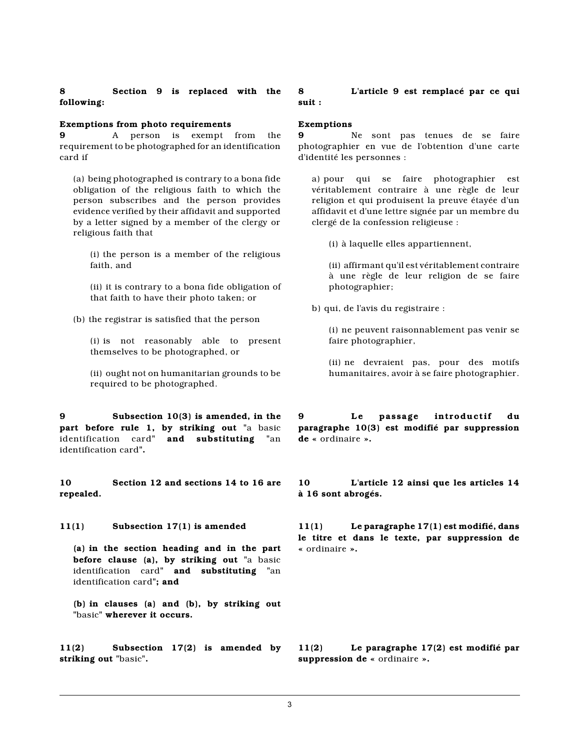**8 Section 9 is replaced with the following:**

**Exemptions from photo requirements**

**9** A person is exempt from the requirement to be photographed for an identification card if

(a) being photographed is contrary to a bona fide obligation of the religious faith to which the person subscribes and the person provides evidence verified by their affidavit and supported by a letter signed by a member of the clergy or religious faith that

(i) the person is a member of the religious faith, and

(ii) it is contrary to a bona fide obligation of that faith to have their photo taken; or

(b) the registrar is satisfied that the person

(i) is not reasonably able to present themselves to be photographed, or

(ii) ought not on humanitarian grounds to be required to be photographed.

**9 Subsection 10(3) is amended, in the part before rule 1, by striking out** "a basic identification card" **and substituting** "an identification card"**.**

**10 Section 12 and sections 14 to 16 are repealed.**

**11(1) Subsection 17(1) is amended**

**(a) in the section heading and in the part before clause (a), by striking out** "a basic identification card" **and substituting** "an identification card"**; and**

**(b) in clauses (a) and (b), by striking out** "basic" **wherever it occurs.**

**11(2) Subsection 17(2) is amended by striking out** "basic"**.**

---

**8 L'article 9 est remplacé par ce qui suit :**

**Exemptions**

**9** Ne sont pas tenues de se faire photographier en vue de l'obtention d'une carte d'identité les personnes :

a) pour qui se faire photographier est véritablement contraire à une règle de leur religion et qui produisent la preuve étayée d'un affidavit et d'une lettre signée par un membre du clergé de la confession religieuse :

(i) à laquelle elles appartiennent,

(ii) affirmant qu'il est véritablement contraire à une règle de leur religion de se faire photographier;

b) qui, de l'avis du registraire :

(i) ne peuvent raisonnablement pas venir se faire photographier,

(ii) ne devraient pas, pour des motifs humanitaires, avoir à se faire photographier.

**9 Le passage introductif du paragraphe 10(3) est modifié par suppression de** « ordinaire »**.**

**10 L'article 12 ainsi que les articles 14 à 16 sont abrogés.**

**11(1) Le paragraphe 17(1) est modifié, dans le titre et dans le texte, par suppression de** « ordinaire »**.**

**11(2) Le paragraphe 17(2) est modifié par suppression de** « ordinaire »**.**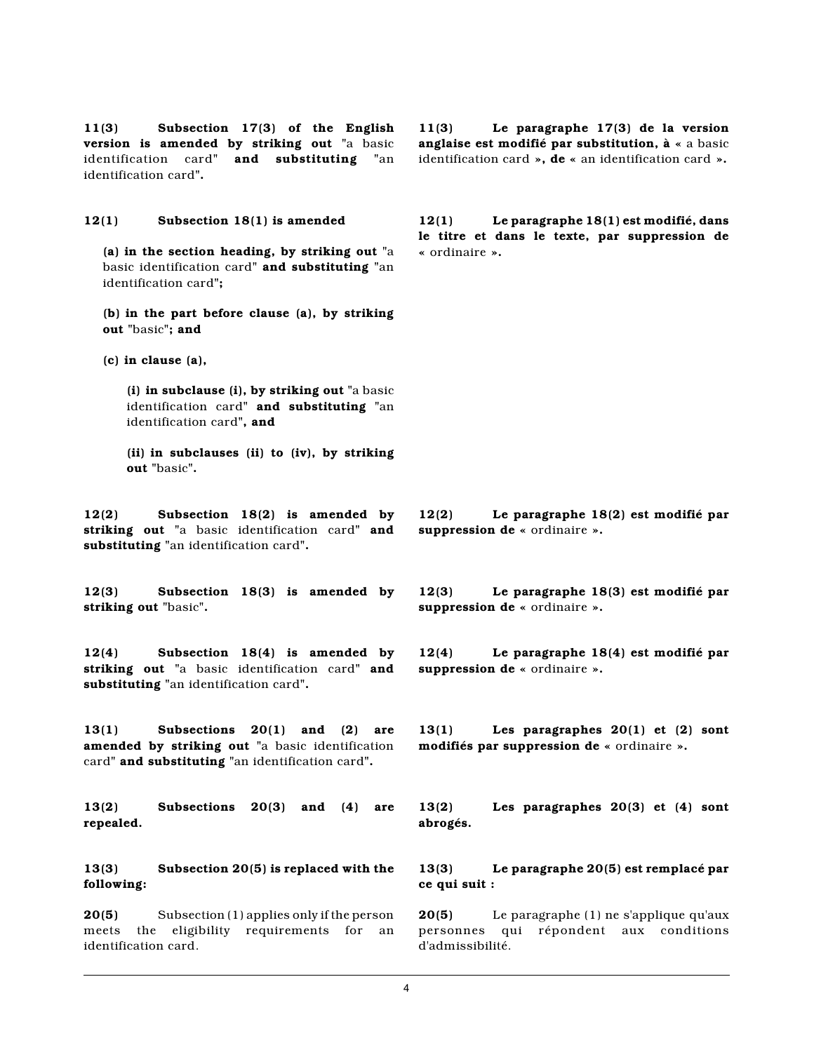**11(3) Subsection 17(3) of the English version is amended by striking out** "a basic identification card" **and substituting** "an identification card"**.**

**12(1) Subsection 18(1) is amended**

**(a) in the section heading, by striking out** "a basic identification card" **and substituting** "an identification card"**;**

**(b) in the part before clause (a), by striking out** "basic"**; and**

**(c) in clause (a),**

**(i) in subclause (i), by striking out** "a basic identification card" **and substituting** "an identification card"**, and**

**(ii) in subclauses (ii) to (iv), by striking out** "basic"**.**

**12(2) Subsection 18(2) is amended by striking out** "a basic identification card" **and substituting** "an identification card"**.**

**12(3) Subsection 18(3) is amended by striking out** "basic"**.**

**12(4) Subsection 18(4) is amended by striking out** "a basic identification card" **and substituting** "an identification card"**.**

**13(1) Subsections 20(1) and (2) are amended by striking out** "a basic identification card" **and substituting** "an identification card"**.**

**13(2) Subsections 20(3) and (4) are repealed.**

**13(3) Subsection 20(5) is replaced with the following:**

**20(5)** Subsection (1) applies only if the person meets the eligibility requirements for an identification card.

**11(3) Le paragraphe 17(3) de la version anglaise est modifié par substitution, à** « a basic identification card »**, de** « an identification card »**.**

**12(1) Le paragraphe 18(1) est modifié, dans le titre et dans le texte, par suppression de** « ordinaire »**.**

**12(2) Le paragraphe 18(2) est modifié par suppression de** « ordinaire »**.**

**12(3) Le paragraphe 18(3) est modifié par suppression de** « ordinaire »**.**

**12(4) Le paragraphe 18(4) est modifié par suppression de** « ordinaire »**.**

**13(1) Les paragraphes 20(1) et (2) sont modifiés par suppression de** « ordinaire »**.**

**13(2) Les paragraphes 20(3) et (4) sont abrogés.**

**13(3) Le paragraphe 20(5) est remplacé par ce qui suit :**

**20(5)** Le paragraphe (1) ne s'applique qu'aux personnes qui répondent aux conditions d'admissibilité.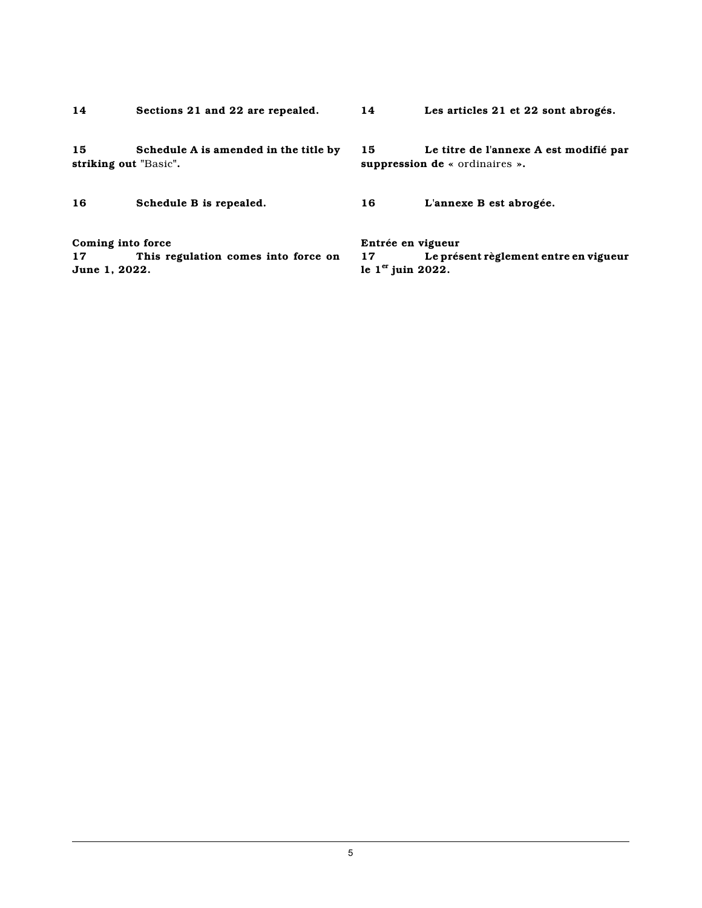**14 Sections 21 and 22 are repealed.**

**15 Schedule A is amended in the title by striking out** "Basic"**.**

**16 Schedule B is repealed.**

**Coming into force**

**17 This regulation comes into force on June 1, 2022.**

**14 Les articles 21 et 22 sont abrogés.**

**15 Le titre de l'annexe A est modifié par suppression de** « ordinaires »**.**

**16 L'annexe B est abrogée.**

**Entrée en vigueur**

**17 Le présent règlement entre en vigueur le 1er juin 2022.**